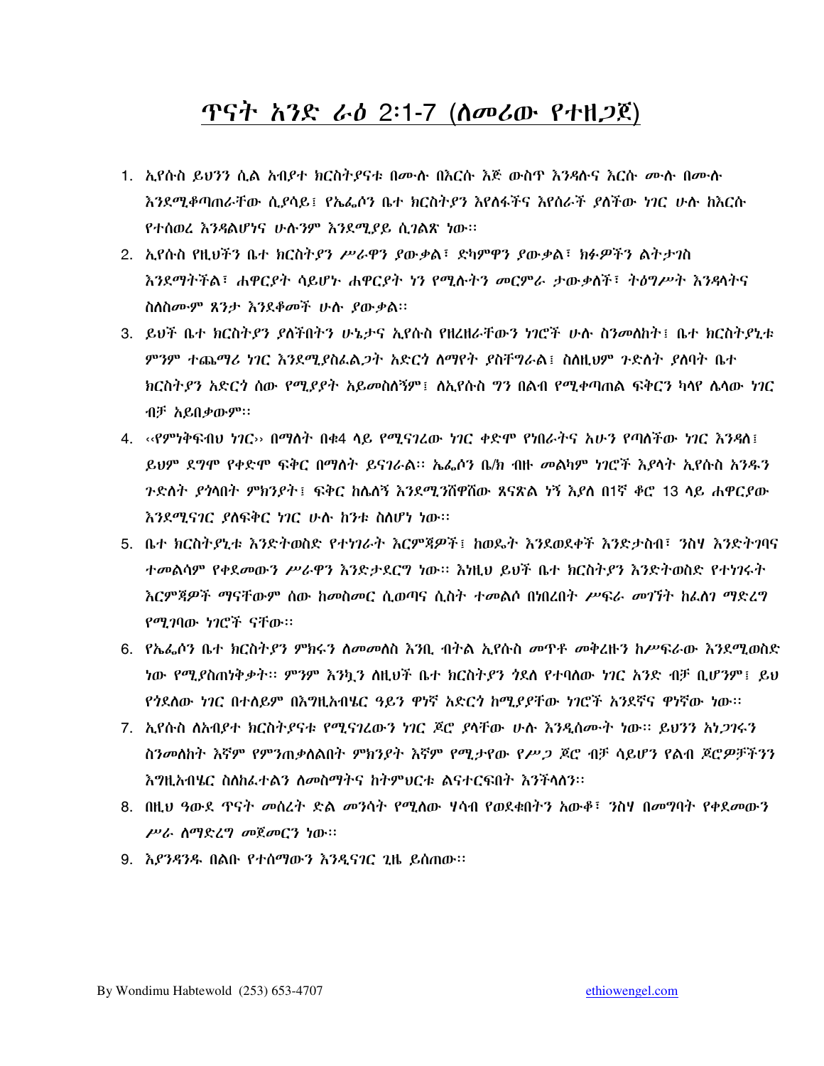# ጥናት አንድ ራዕ 2:1-7 (ለመሪው የተዘጋጀ)

1. ኢየሱስ ይህንን ሲል አብያተ ክርስትያናቱ በሙሉ በእርሱ እጅ ውስጥ እንዳሉና እርሱ ሙሉ በሙሉ እንደሚቆጣጠራቸው ሲያሳይ፤ የኤፌሶን ቤተ ክርስትያን እየለፋችና እየሰራች ያለችው ነገር ሁሉ ከእርሱ የተሰወረ እንዳልሆነና ሁሉንም እንደሚያይ ሲገልጽ ነው።
2. ኢየሱስ የዚህችን ቤተ ክርስትያን ሥራዋን ያውቃል፣ ድካምዋን ያውቃል፣ ክፉዎችን ልትታገስ እንደማትችል፣ ሐዋርያት ሳይሆኑ ሐዋርያት ነን የሚሉትን መርምራ ታውቃለች፣ ትዕግሥት እንዳላትና ስለስሙም ጸንታ እንደቆመች ሁሉ ያውቃል።
3. ይህች ቤተ ክርስትያን ያለችበትን ሁኔታና ኢየሱስ የዘረዘራቸውን ነገሮች ሁሉ ስንመለከት፤ ቤተ ክርስትያኒቱ ምንም ተጨማሪ ነገር እንደሚያስፈልጋት አድርገን ለማየት ያስቸግራል፤ ስለዚህም ጉድለት ያለባት ቤተ ክርስትያን አድርጎ ሰው የሚያያት አይመስለኝም፤ ለኢየሱስ ግን በልብ የሚቀጣጠል ፍቅርን ካላየ ሌላው ነገር ብቻ አይበቃውም።
4. ‹‹የምነቅፍብህ ነገር›› በማለት በቁ4 ላይ የሚናገረው ነገር ቀድሞ የነበራትና አሁን የጣለችው ነገር እንዳለ፤ ይህም ደግሞ የቀድሞ ፍቅር በማለት ይናገራል። ኤፌሶን ቤ/ክ ብዙ መልካም ነገሮች እያላት ኢየሱስ አንዱን ጉድለት ያጎላበት ምክንያት፤ ፍቅር ከሌለኝ እንደሚንሸዋሸው ጸናጽል ነኝ እያለ በ1ኛ ቆሮ 13 ላይ ሐዋርያው እንደሚናገር ያለፍቅር ነገር ሁሉ ከንቱ ስለሆነ ነው።
5. ቤተ ክርስትያኒቱ እንድትወስድ የተነገራት እርምጃዎች፤ ከወዴት እንደወደቀች እንድታስብ፣ ንስሃ እንድትገባና ተመልሳም የቀደመውን ሥራዋን እንድታደርግ ነው። እነዚህ ይህች ቤተ ክርስትያን እንድትወስድ የተነገሩት እርምጃዎች ማናቸውም ሰው ከመስመር ሲወጣና ሲስት ተመልሶ በነበረበት ሥፍራ መገኘት ከፈለገ ማድረግ የሚገባው ነገሮች ናቸው።
6. የኤፌሶን ቤተ ክርስትያን ምክሩን ለመመለስ እንቢ ብትል ኢየሱስ መጥቶ መቅረዙን ከሥፍራው እንደሚወስድ ነው የሚያስጠነቅቃት። ምንም እንኳን ለዚህች ቤተ ክርስትያን ጎደለ የተባለው ነገር አንድ ብቻ ቢሆንም፤ ይህ የጎደለው ነገር በተለይም በእግዚአብሄር ዓይን ዋነኛ አድርጎ ከሚያያቸው ነገሮች አንደኛና ዋነኛው ነው።
7. ኢየሱስ ለአብያተ ክርስትያናቱ የሚናገረውን ነገር ጆሮ ያላቸው ሁሉ እንዲሰሙት ነው። ይህንን አነጋገሩን ስንመለከት እኛም የምንጠቃለልበት ምክንያት እኛም የሚታየው የሥጋ ጆሮ ብቻ ሳይሆን የልብ ጆሮዎቻችንን እግዚአብሄር ስለከፈተልን ለመስማትና ከትምህርቱ ልናተርፍበት እንችላለን።
8. በዚህ ዓውደ ጥናት መሰረት ድል መንሳት የሚለው ሃሳብ የወደቁበትን አውቆ፣ ንስሃ በመግባት የቀደመውን ሥራ ለማድረግ መጀመርን ነው።
9. እያንዳንዱ በልቡ የተሰማውን እንዲናገር ጊዜ ይሰጠው።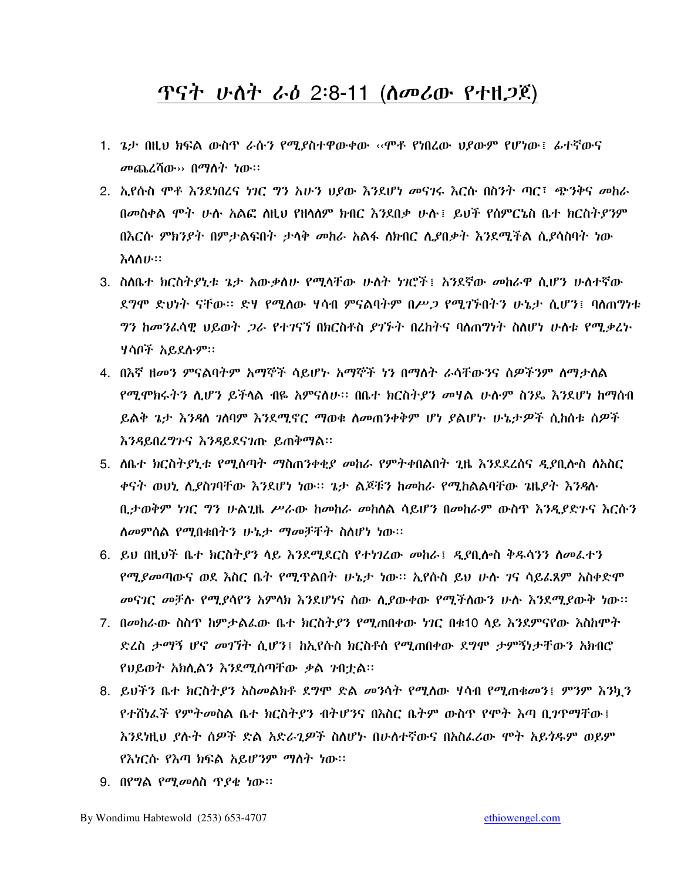# ጥናት ሁለት ራዕ 2፡8-11 (ለመሪው የተዘጋጀ)

1. ጌታ በዚህ ክፍል ውስጥ ራሱን የሚያስተዋውቀው ‹‹ሞቶ የነበረው ህያውም የሆነው፤ ፊተኛውና መጨረሻው›› በማለት ነው፡፡
2. ኢየሱስ ሞቶ እንደነበረና ነገር ግን አሁን ህያው እንደሆነ መናገሩ እርሱ በስንት ጣር፣ ጭንቅና መከራ በመስቀል ሞት ሁሉ አልፎ ለዚህ የዘላለም ክብር እንደበቃ ሁሉ፤ ይህች የሰምርኔስ ቤተ ክርስትያንም በእርሱ ምክንያት በምታልፍበት ታላቅ መከራ አልፋ ለክብር ሊያበቃት እንደሚችል ሲያሳስባት ነው እላለሁ፡፡
3. ስለቤተ ክርስትያኒቱ ጌታ አውቃለሁ የሚላቸው ሁለት ነገሮች፤ አንደኛው መከራዋ ሲሆን ሁለተኛው ደግሞ ድህነት ናቸው፡፡ ድሃ የሚለው ሃሳብ ምናልባትም በሥጋ የሚገኙበትን ሁኔታ ሲሆን፤ ባለጠግነቱ ግን ከመንፈሳዊ ህይወት ጋራ የተገናኘ በክርስቶስ ያገኙት በረከትና ባለጠግነት ስለሆነ ሁለቱ የሚቃረኑ ሃሳቦች አይደሉም፡፡
4. በእኛ ዘመን ምናልባትም አማኞች ሳይሆኑ አማኞች ነን በማለት ራሳቸውንና ሰዎችንም ለማታለል የሚሞክሩትን ሊሆን ይችላል ብዬ አምናለሁ፡፡ በቤተ ክርስትያን መሃል ሁሉም ስንዴ እንደሆነ ከማሰብ ይልቅ ጌታ እንዳለ ገለባም እንደሚኖር ማወቁ ለመጠንቀቅም ሆነ ያልሆኑ ሁኔታዎች ሲከሰቱ ሰዎች እንዳይበረግጉና እንዳይደናገጡ ይጠቅማል፡፡
5. ለቤተ ክርስትያኒቱ የሚሰጣት ማስጠንቀቂያ መከራ የምትቀበልበት ጊዜ እንደደረሰና ዲያቢሎስ ለአስር ቀናት ወህኒ ሊያስገባቸው እንደሆነ ነው፡፡ ጌታ ልጆቹን ከመከራ የሚከልልባቸው ጊዜያት እንዳሉ ቢታወቅም ነገር ግን ሁልጊዜ ሥራው ከመከራ መከለል ሳይሆን በመከራም ውስጥ እንዲያድጉና እርሱን ለመምሰል የሚበቁበትን ሁኔታ ማመቻቸት ስለሆነ ነው፡፡
6. ይህ በዚህች ቤተ ክርስትያን ላይ እንደሚደርስ የተነገረው መከራ፤ ዲያቢሎስ ቅዱሳንን ለመፈተን የሚያመጣውና ወደ እስር ቤት የሚጥልበት ሁኔታ ነው፡፡ ኢየሱስ ይህ ሁሉ ገና ሳይፈጸም አስቀድሞ መናገር መቻሉ የሚያሳየን አምላክ እንደሆነና ሰው ሊያውቀው የሚችለውን ሁሉ እንደሚያውቅ ነው፡፡
7. በመከራው ስስጥ ከምታልፈው ቤተ ክርስትያን የሚጠበቀው ነገር በቁ10 ላይ እንደምናየው እስከሞት ድረስ ታማኝ ሆኖ መገኘት ሲሆን፤ ከኢየሱስ ክርስቶሰ የሚጠበቀው ደግሞ ታምኝነታቸውን አክብሮ የህይወት አክሊልን እንደሚሰጣቸው ቃል ገብቷል፡፡
8. ይህችን ቤተ ክርስትያን አስመልክቶ ደግሞ ድል መንሳት የሚለው ሃሳብ የሚጠቁመን፤ ምንም እንኳን የተሸነፈች የምትመስል ቤተ ክርስትያን ብትሆንና በእስር ቤትም ውስጥ የሞት እጣ ቢገጥማቸው፤ እንደነዚህ ያሉት ሰዎች ድል አድራጊዎች ስለሆኑ በሁለተኛውና በአስፈሪው ሞት አይጎዱም ወይም የእነርሱ የእጣ ክፍል አይሆንም ማለት ነው፡፡
9. በየግል የሚመለስ ጥያቄ ነው፡፡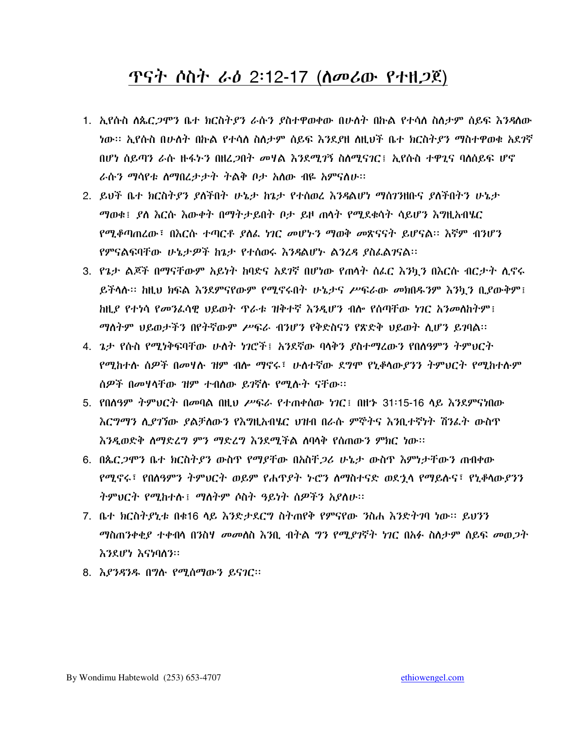# ጥናት ሶስት ራዕ 2፡12-17 (ለመሪው የተዘጋጀ)

1. ኢየሱስ ለጴርጋሞን ቤተ ክርስትያን ራሱን ያስተዋወቀው በሁለት በኩል የተሳለ ስለታም ሰይፍ እንዳለው ነው። ኢየሱስ በሁለት በኩል የተሳለ ስለታም ሰይፍ እንደያዘ ለዚህች ቤተ ክርስትያን ማስተዋወቁ አደገኛ በሆነ ሰይጣን ራሱ ዙፋኑን በዘረጋበት መሃል እንደሚገኙ ስለሚናገር፤ ኢየሱስ ተዋጊና ባለሰይፍ ሆኖ ራሱን ማሳየቱ ለማበረታታት ትልቅ ቦታ አለው ብዬ አምናለሁ።
2. ይህች ቤተ ክርስትያን ያለችበት ሁኔታ ከጌታ የተሰወረ እንዳልሆነ ማስገንዘቡና ያለችበትን ሁኔታ ማወቁ፤ ያለ እርሱ እውቀት በማትታይበት ቦታ ይዞ ጠላት የሚደቁሳት ሳይሆን እግዚአብሄር የሚቆጣጠረው፣ በእርሱ ተጣርቶ ያለፈ ነገር መሆኑን ማወቅ መጽናናት ይሆናል። እኛም ብንሆን የምናልፍባቸው ሁኔታዎች ከጌታ የተሰወሩ እንዳልሆኑ ልንረዳ ያስፈልገናል።
3. የጌታ ልጆች በማናቸውም አይነት ከባድና አደገኛ በሆነው የጠላት ሰፈር እንኳን በእርሱ ብርታት ሊኖሩ ይችላሉ። ከዚህ ክፍል እንደምናየውም የሚኖሩበት ሁኔታና ሥፍራው መክበዱንም እንኳን ቢያውቅም፤ ከዚያ የተነሳ የመንፈሳዊ ህይወት ጥራቱ ዝቅተኛ እንዲሆን ብሎ የሰጣቸው ነገር አንመለከትም፤ ማለትም ህይወታችን በየትኛውም ሥፍራ ብንሆን የቅድስናን የጽድቅ ህይወት ሊሆን ይገባል።
4. ጌታ የሱስ የሚነቅፍባቸው ሁለት ነገሮች፤ አንደኛው ባላቅን ያስተማረውን የበለዓምን ትምህርት የሚከተሉ ሰዎች በመሃሉ ዝም ብሎ ማኖሩ፣ ሁለተኛው ደግሞ የኒቆላውያንን ትምህርት የሚከተሉም ሰዎች በመሃላቸው ዝም ተብለው ይገኛሉ የሚሉት ናቸው።
5. የበለዓም ትምህርት በመባል በዚህ ሥፍራ የተጠቀሰው ነገር፤ በዘኍ 31፡15-16 ላይ እንደምናነበው እርግማን ሊያገኘው ያልቻለውን የእግዚአብሄር ህዝብ በራሱ ምኞትና እንቢተኛነት ሽንፈት ውስጥ እንዲወድቅ ለማድረግ ምን ማድረግ እንደሚችል ለባላቅ የሰጠውን ምክር ነው።
6. በጴርጋሞን ቤተ ክርስትያን ውስጥ የማያቸው በአስቸጋሪ ሁኔታ ውስጥ እምነታቸውን ጠብቀው የሚኖሩ፣ የበለዓምን ትምህርት ወይም የሐጥያት ኑሮን ለማስተናድ ወደኂላ የማይሉና፣ የኒቆላውያንን ትምህርት የሚከተሉ፤ ማለትም ሶስት ዓይነት ሰዎችን አያለሁ።
7. ቤተ ክርስትያኒቱ በቁ16 ላይ እንድታደርግ ስትጠየቅ የምናየው ንስሐ እንድትገባ ነው። ይህንን ማስጠንቀቂያ ተቀብላ በንስሃ መመለስ እንቢ ብትል ግን የሚያገኛት ነገር በአፉ ስለታም ሰይፍ መወጋት እንደሆነ እናነባለን።
8. እያንዳንዱ በግሉ የሚሰማውን ይናገር።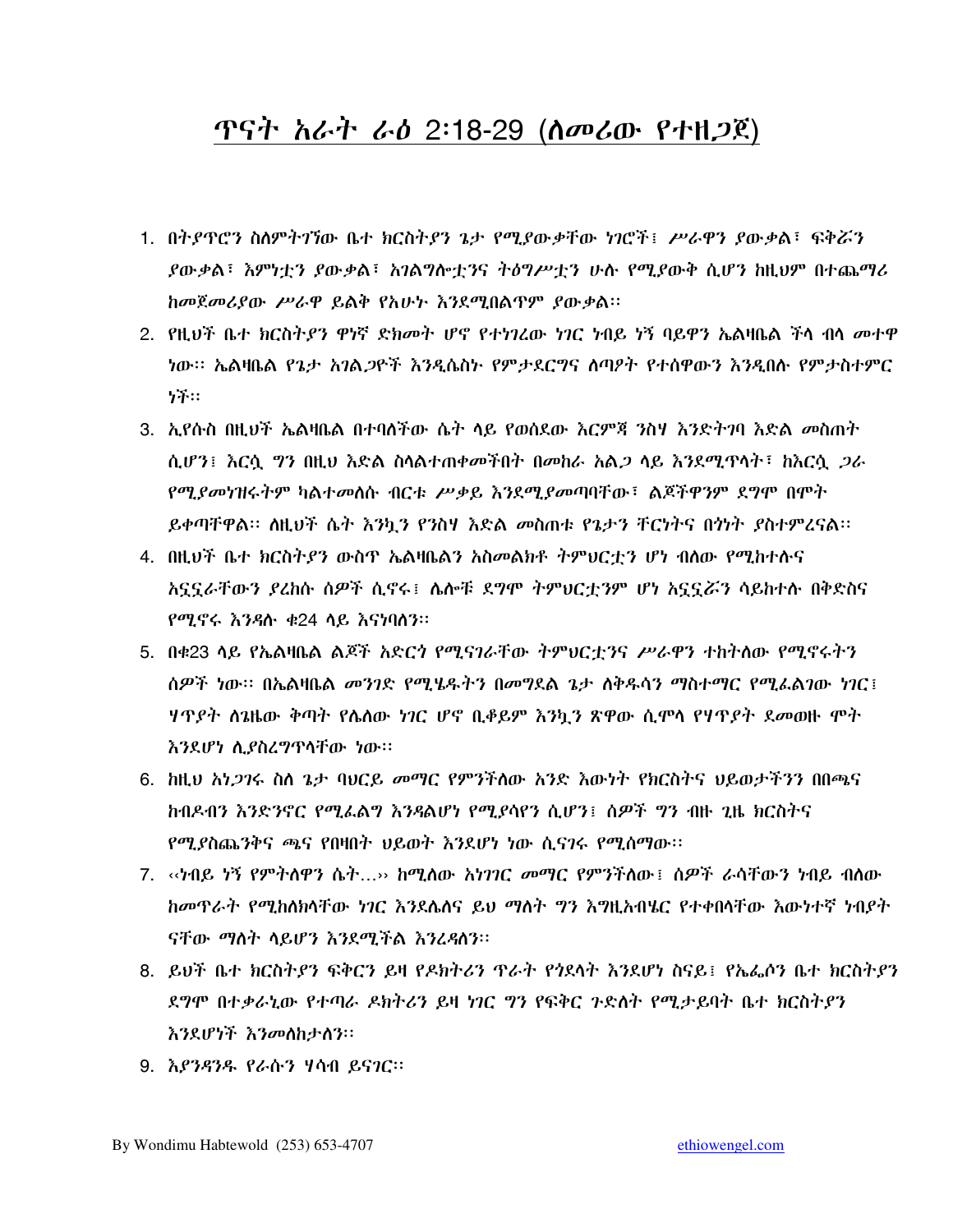# ጥናት አራት ራዕ 2:18-29 (ለመሪው የተዘጋጀ)

1. በትያጥሮን ስለምትገኘው ቤተ ክርስትያን ጌታ የሚያውቃቸው ነገሮች፤ ሥራዋን ያውቃል፣ ፍቅሯን ያውቃል፣ እምነቷን ያውቃል፣ አገልግሎቷንና ትዕግሥቷን ሁሉ የሚያውቅ ሲሆን ከዚህም በተጨማሪ ከመጀመሪያው ሥራዋ ይልቅ የአሁኑ እንደሚበልጥም ያውቃል።
2. የዚህች ቤተ ክርስትያን ዋነኛ ድክመት ሆኖ የተነገረው ነገር ነብይ ነኝ ባይዋን ኤልዛቤል ችላ ብላ መተዋ ነው። ኤልዛቤል የጌታ አገልጋዮች እንዲሴስኑ የምታደርግና ለጣዖት የተሰዋውን እንዲበሉ የምታስተምር ነች።
3. ኢየሱስ በዚህች ኤልዛቤል በተባለችው ሴት ላይ የወሰደው እርምጃ ንስሃ እንድትገባ እድል መስጠት ሲሆን፤ እርሷ ግን በዚህ እድል ስላልተጠቀመችበት በመከራ አልጋ ላይ እንደሚጥላት፣ ከእርሷ ጋራ የሚያመነዝሩትም ካልተመለሱ ብርቱ ሥቃይ እንደሚያመጣባቸው፣ ልጆችዋንም ደግሞ በሞት ይቀጣቸዋል። ለዚህች ሴት እንኳን የንስሃ እድል መስጠቱ የጌታን ቸርነትና በጎነት ያስተምረናል።
4. በዚህች ቤተ ክርስትያን ውስጥ ኤልዛቤልን አስመልክቶ ትምህርቷን ሆነ ብለው የሚከተሉና አኗኗራቸውን ያረከሱ ሰዎች ሲኖሩ፤ ሌሎቹ ደግሞ ትምህርቷንም ሆነ አኗኗሯን ሳይከተሉ በቅድስና የሚኖሩ እንዳሉ ቁ24 ላይ እናነባለን።
5. በቁ23 ላይ የኤልዛቤል ልጆች አድርጎ የሚናገራቸው ትምህርቷንና ሥራዋን ተከትለው የሚኖሩትን ሰዎች ነው። በኤልዛቤል መንገድ የሚሄዱትን በመግደል ጌታ ለቅዱሳን ማስተማር የሚፈልገው ነገር፤ ሃጥያት ለጊዜው ቅጣት የሌለው ነገር ሆኖ ቢቆይም እንኳን ጽዋው ሲሞላ የሃጥያት ደመወዙ ሞት እንደሆነ ሊያስረግጥላቸው ነው።
6. ከዚህ አነጋገሩ ስለ ጌታ ባህርይ መማር የምንችለው አንድ እውነት የክርስትና ህይወታችንን በበጫና ክብዶብን እንድንኖር የሚፈልግ እንዳልሆነ የሚያሳየን ሲሆን፤ ሰዎች ግን ብዙ ጊዜ ክርስትና የሚያስጨንቅና ጫና የበዛበት ህይወት እንደሆነ ነው ሲናገሩ የሚሰማው።
7. ‹‹ነብይ ነኝ የምትለዋን ሴት…›› ከሚለው አነገገር መማር የምንችለው፤ ሰዎች ራሳቸውን ነብይ ብለው ከመጥራት የሚከለክላቸው ነገር እንደሌለና ይህ ማለት ግን እግዚአብሄር የተቀበላቸው እውነተኛ ነብያት ናቸው ማለት ላይሆን እንደሚችል እንረዳለን።
8. ይህች ቤተ ክርስትያን ፍቅርን ይዛ የዶክትሪን ጥራት የጎደላት እንደሆነ ስናይ፤ የኤፌሶን ቤተ ክርስትያን ደግሞ በተቃራኒው የተጣራ ዶክትሪን ይዛ ነገር ግን የፍቅር ጉድለት የሚታይባት ቤተ ክርስትያን እንደሆነች እንመለከታለን።
9. እያንዳንዱ የራሱን ሃሳብ ይናገር።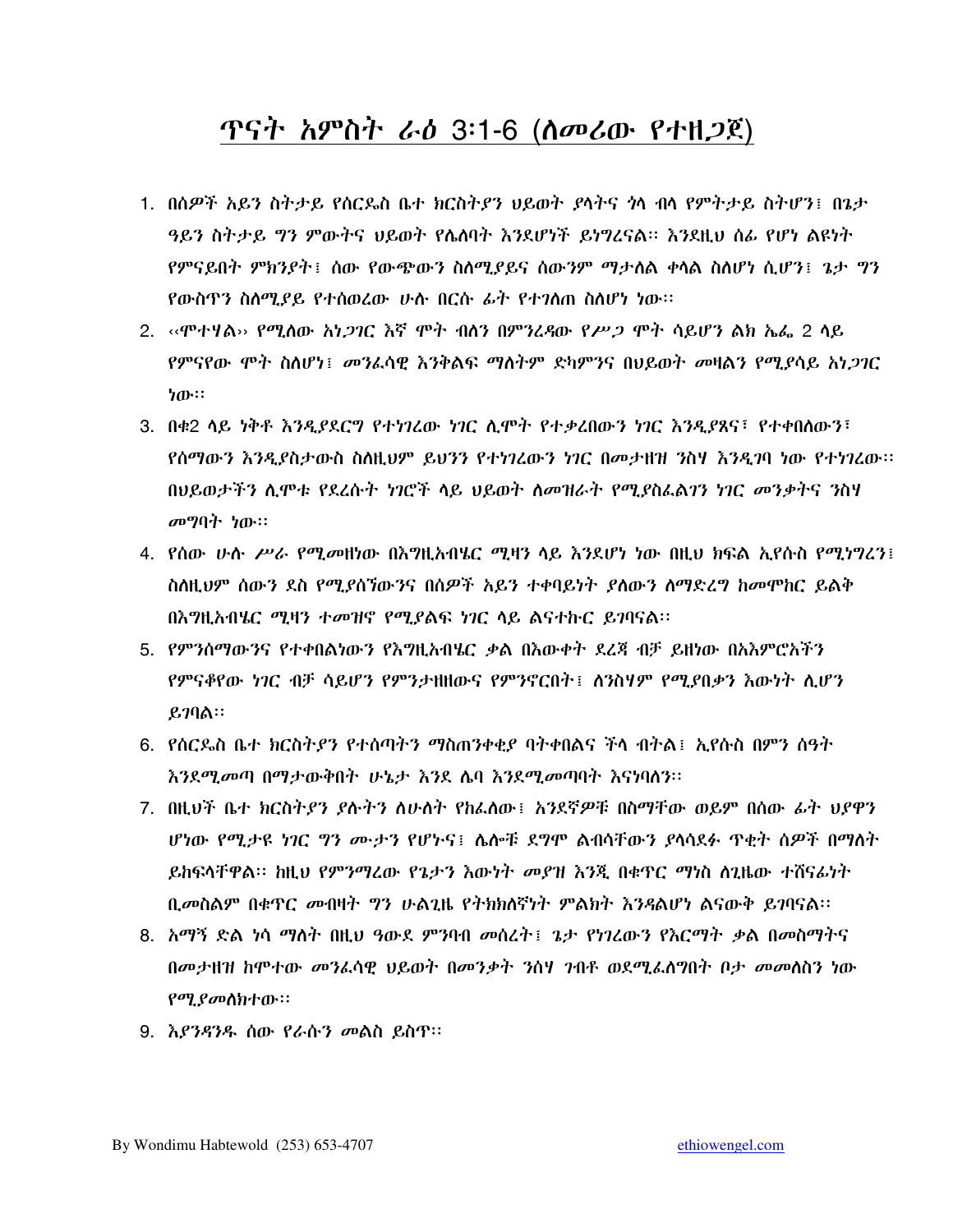# ጥናት አምስት ራዕ 3:1-6 (ለመሪው የተዘጋጀ)

1. በሰዎች አይን ስትታይ የሰርዴስ ቤተ ክርስትያን ህይወት ያላትና ጎላ ብላ የምትታይ ስትሆን፤ በጌታ ዓይን ስትታይ ግን ምውትና ህይወት የሌለባት እንደሆነች ይነግረናል። እንደዚህ ሰፊ የሆነ ልዩነት የምናይበት ምክንያት፤ ሰው የውጭውን ስለሚያይና ሰውንም ማታለል ቀላል ስለሆነ ሲሆን፤ ጌታ ግን የውስጥን ስለሚያይ የተሰወረው ሁሉ በርሱ ፊት የተገለጠ ስለሆነ ነው።
2. ‹‹ሞተሃል›› የሚለው አነጋገር እኛ ሞት ብለን በምንረዳው የሥጋ ሞት ሳይሆን ልክ ኤፌ 2 ላይ የምናየው ሞት ስለሆነ፤ መንፈሳዊ እንቅልፍ ማለትም ድካምንና በህይወት መዛልን የሚያሳይ አነጋገር ነው።
3. በቁ2 ላይ ነቅቶ እንዲያደርግ የተነገረው ነገር ሊሞት የተቃረበውን ነገር እንዲያጸና፣ የተቀበለውን፣ የሰማውን እንዲያስታውስ ስለዚህም ይህንን የተነገረውን ነገር በመታዘዝ ንስሃ እንዲገባ ነው የተነገረው። በህይወታችን ሊሞቱ የደረሱት ነገሮች ላይ ህይወት ለመዝራት የሚያስፈልገን ነገር መንቃትና ንስሃ መግባት ነው።
4. የሰው ሁሉ ሥራ የሚመዘነው በእግዚአብሄር ሚዛን ላይ እንደሆነ ነው በዚህ ክፍል ኢየሱስ የሚነግረን፤ ስለዚህም ሰውን ደስ የሚያሰኘውንና በሰዎች አይን ተቀባይነት ያለውን ለማድረግ ከመሞከር ይልቅ በእግዚአብሄር ሚዛን ተመዝኖ የሚያልፍ ነገር ላይ ልናተኩር ይገባናል።
5. የምንሰማውንና የተቀበልነውን የእግዚአብሄር ቃል በእውቀት ደረጃ ብቻ ይዘነው በአእምሮአችን የምናቆየው ነገር ብቻ ሳይሆን የምንታዘዘውና የምንኖርበት፤ ለንስሃም የሚያበቃን እውነት ሊሆን ይገባል።
6. የሰርዴስ ቤተ ክርስትያን የተሰጣትን ማስጠንቀቂያ ባትቀበልና ችላ ብትል፤ ኢየሱስ በምን ሰዓት እንደሚመጣ በማታውቅበት ሁኔታ እንደ ሌባ እንደሚመጣባት እናነባለን።
7. በዚህች ቤተ ክርስትያን ያሉትን ለሁለት የከፈለው፤ አንደኛዎቹ በስማቸው ወይም በሰው ፊት ህያዋን ሆነው የሚታዩ ነገር ግን ሙታን የሆኑና፤ ሌሎቹ ደግሞ ልብሳቸውን ያላሳደፉ ጥቂት ሰዎች በማለት ይከፍላቸዋል። ከዚህ የምንማረው የጌታን እውነት መያዝ እንጂ በቁጥር ማነስ ለጊዜው ተሸናፊነት ቢመስልም በቁጥር መብዛት ግን ሁልጊዜ የትክክለኛነት ምልክት እንዳልሆነ ልናውቅ ይገባናል።
8. አማኝ ድል ነሳ ማለት በዚህ ዓውደ ምንባብ መሰረት፤ ጌታ የነገረውን የእርማት ቃል በመስማትና በመታዘዝ ከሞተው መንፈሳዊ ህይወት በመንቃት ንስሃ ገብቶ ወደሚፈለግበት ቦታ መመለስን ነው የሚያመለክተው።
9. እያንዳንዱ ሰው የራሱን መልስ ይስጥ።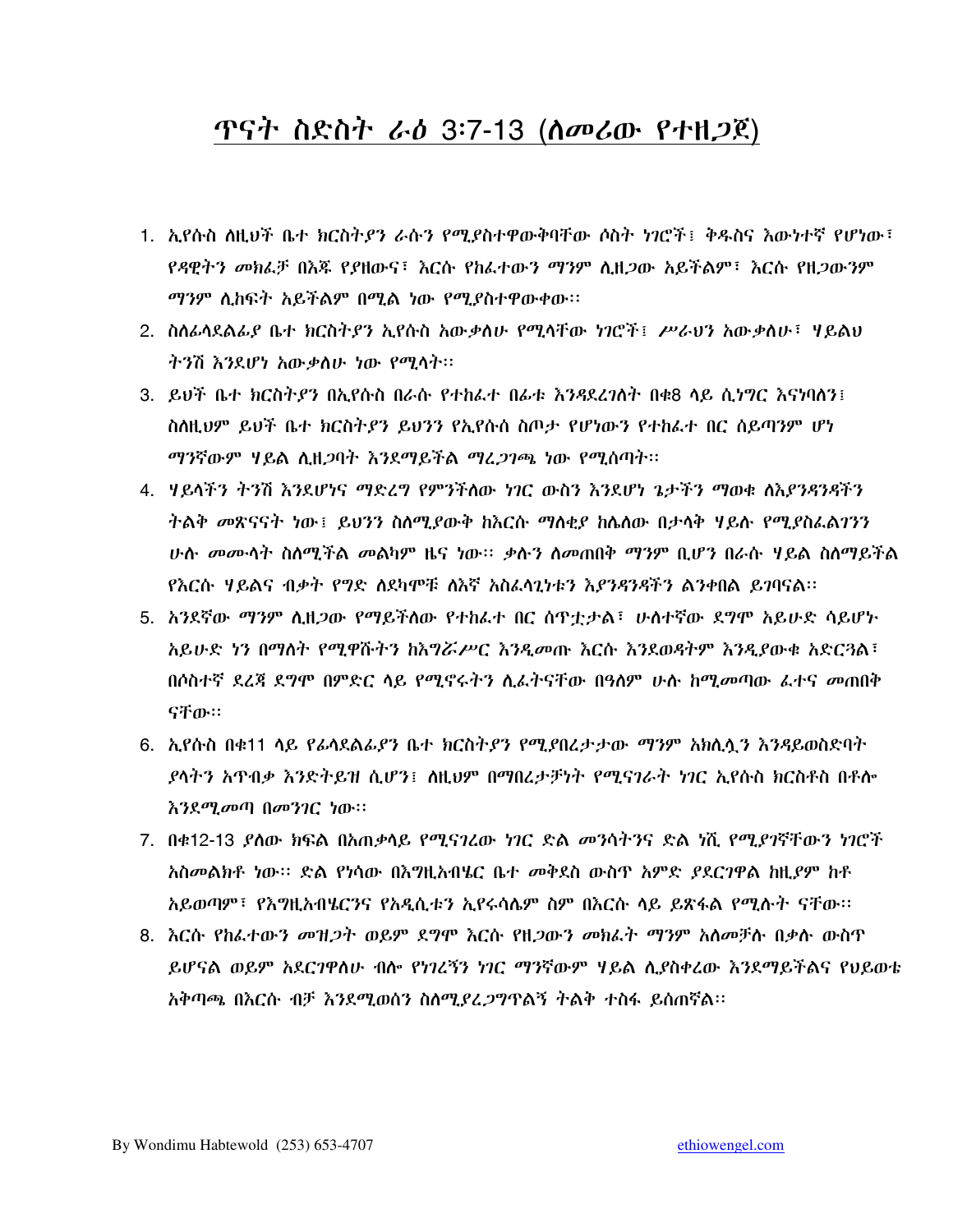# ጥናት ስድስት ራዕ 3:7-13 (ለመሪው የተዘጋጀ)

1. ኢየሱስ ለዚህች ቤተ ክርስትያን ራሱን የሚያስተዋውቅባቸው ሶስት ነገሮች፤ ቅዱስና እውነተኛ የሆነው፣ የዳዊትን መክፈቻ በእጁ የያዘውና፣ እርሱ የከፈተውን ማንም ሊዘጋው አይችልም፣ እርሱ የዘጋውንም ማንም ሊከፍት አይችልም በሚል ነው የሚያስተዋውቀው።
2. ስለፊላደልፊያ ቤተ ክርስትያን ኢየሱስ አውቃለሁ የሚላቸው ነገሮች፤ ሥራህን አውቃለሁ፣ ሃይልህ ትንሽ እንደሆነ አውቃለሁ ነው የሚላት።
3. ይህች ቤተ ክርስትያን በኢየሱስ በራሱ የተከፈተ በሯ እንዳደረገለት በቁ8 ላይ ሲነግር እናነባለን፤ ስለዚህም ይህች ቤተ ክርስትያን ይህንን የኢየሱስ ስጦታ የሆነውን የተከፈተ በር ሰይጣንም ሆነ ማንኛውም ሃይል ሊዘጋባት እንደማይችል ማረጋገጫ ነው የሚሰጣት።
4. ሃይላችን ትንሽ እንደሆነና ማድረግ የምንችለው ነገር ውስን እንደሆነ ጌታችን ማወቁ ለእያንዳንዳችን ትልቅ መጽናናት ነው፤ ይህንን ስለሚያውቅ ከእርሱ ማለቂያ ከሌለው በታላቅ ሃይሉ የሚያስፈልገንን ሁሉ መሙላት ስለሚችል መልካም ዜና ነው። ቃሉን ለመጠበቅ ማንም ቢሆን በራሱ ሃይል ስለማይችል የእርሱ ሃይልና ብቃት የግድ ለደካሞቹ ለእኛ አስፈላጊነቱን እያንዳንዳችን ልንቀበል ይገባናል።
5. አንደኛው ማንም ሊዘጋው የማይችለው የተከፈተ በር ሰጥቷታል፣ ሁለተኛው ደግሞ አይሁድ ሳይሆኑ አይሁድ ነን በማለት የሚዋሹትን ከእግሯሥር እንዲመጡ እርሱ እንደወዳትም እንዲያውቁ አድርጓል፣ በሶስተኛ ደረጃ ደግሞ በምድር ላይ የሚኖሩትን ሊፈትናቸው በዓለም ሁሉ ከሚመጣው ፈተና መጠበቅ ናቸው።
6. ኢየሱስ በቁ11 ላይ የፊላደልፊያን ቤተ ክርስትያን የሚያበረታታው ማንም አክሊሏን እንዳይወስድባት ያላትን አጥብቃ እንድትይዝ ሲሆን፤ ለዚህም በማበረታቻነት የሚናገራት ነገር ኢየሱስ ክርስቶስ በቶሎ እንደሚመጣ በመንገር ነው።
7. በቁ12-13 ያለው ክፍል በአጠቃላይ የሚናገረው ነገር ድል መንሳትንና ድል ነሺ የሚያገኛቸውን ነገሮች አስመልክቶ ነው። ድል የነሳው በእግዚአብሄር ቤተ መቅደስ ውስጥ አምድ ያደርገዋል ከዚያም ከቶ አይወጣም፣ የእግዚአብሄርንና የአዲሲቱን ኢየሩሳሌም ስም በእርሱ ላይ ይጽፋል የሚሉት ናቸው።
8. እርሱ የከፈተውን መዝጋት ወይም ደግሞ እርሱ የዘጋውን መክፈት ማንም አለመቻሉ በቃሉ ውስጥ ይሆናል ወይም አደርገዋለሁ ብሎ የነገረኝን ነገር ማንኛውም ሃይል ሊያስቀረው እንደማይችልና የህይወቴ አቅጣጫ በእርሱ ብቻ እንደሚወሰን ስለሚያረጋግጥልኝ ትልቅ ተስፋ ይሰጠኛል።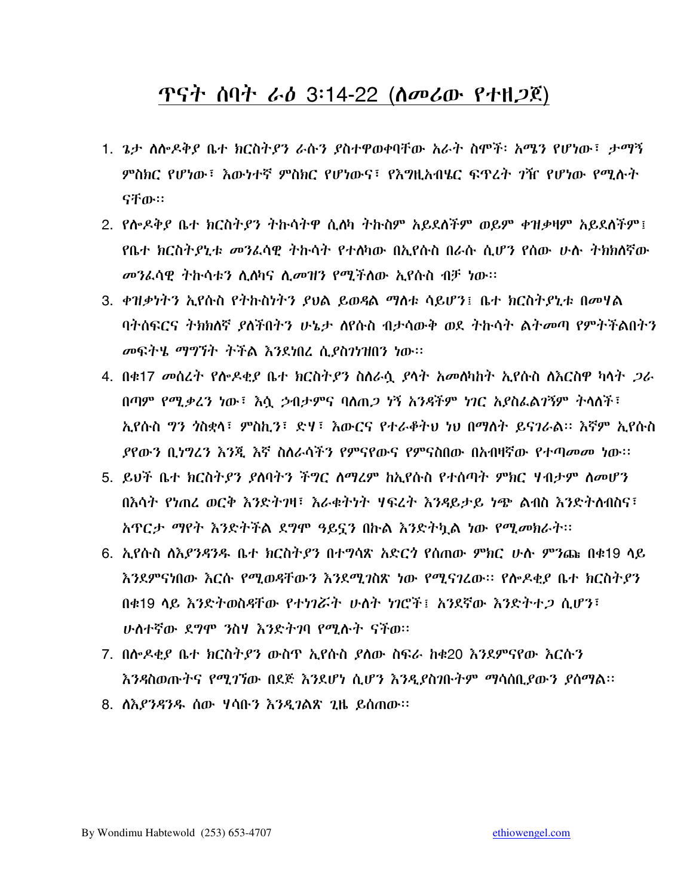# ጥናት ሰባት ራዕ 3:14-22 (ለመሪው የተዘጋጀ)

1. ጌታ ለሎዶቅያ ቤተ ክርስትያን ራሱን ያስተዋወቀባቸው አራት ስሞች፡ አሜን የሆነው፣ ታማኝ ምስክር የሆነው፣ እውነተኛ ምስክር የሆነውና፣ የእግዚአብሄር ፍጥረት ገዥ የሆነው የሚሉት ናቸው፡፡
2. የሎዶቅያ ቤተ ክርስትያን ትኩሳትዋ ሲለካ ትኩስም አይደለችም ወይም ቀዝቃዛም አይደለችም፤ የቤተ ክርስትያኒቱ መንፈሳዊ ትኩሳት የተለካው በኢየሱስ በራሱ ሲሆን የሰው ሁሉ ትክክለኛው መንፈሳዊ ትኩሳቱን ሊለካና ሊመዝን የሚችለው ኢየሱስ ብቻ ነው፡፡
3. ቀዝቃነትን ኢየሱስ የትኩስነትን ያህል ይወዳል ማለቱ ሳይሆን፤ ቤተ ክርስትያኒቱ በመሃል ባትሰፍርና ትክክለኛ ያለችበትን ሁኔታ ለየሱስ ብታሳውቅ ወደ ትኩሳት ልትመጣ የምትችልበትን መፍትሄ ማግኘት ትችል እንደነበረ ሲያስገነዝበን ነው፡፡
4. በቁ17 መሰረት የሎዶቂያ ቤተ ክርስትያን ስለራሷ ያላት አመለካከት ኢየሱስ ለእርስዋ ካላት ጋራ በጣም የሚቃረን ነው፣ እሷ ኃብታምና ባለጠጋ ነኝ አንዳችም ነገር አያስፈልገኝም ትላለች፣ ኢየሱስ ግን ጎስቋላ፣ ምስኪን፣ ድሃ፣ እውርና የተራቆትህ ነህ በማለት ይናገራል፡፡ እኛም ኢየሱስ ያየውን ቢነግረን እንጂ እኛ ስለራሳችን የምናየውና የምናስበው በአብዛኛው የተጣመመ ነው፡፡
5. ይህች ቤተ ክርስትያን ያለባትን ችግር ለማረም ከኢየሱስ የተሰጣት ምክር ሃብታም ለመሆን በእሳት የነጠረ ወርቅ እንድትገዛ፣ እራቁትነት ሃፍረት እንዳይታይ ነጭ ልብስ እንድትለብስና፣ አጥርታ ማየት እንድትችል ደግሞ ዓይኗን በኩል እንድትኳል ነው የሚመክራት፡፡
6. ኢየሱስ ለእያንዳንዱ ቤተ ክርስትያን በተግሳጽ አድርጎ የሰጠው ምክር ሁሉ ምንጩ በቁ19 ላይ እንደምናነበው እርሱ የሚወዳቸውን እንደሚገስጽ ነው የሚናገረው፡፡ የሎዶቂያ ቤተ ክርስትያን በቁ19 ላይ እንድትወስዳቸው የተነገሯት ሁለት ነገሮች፤ አንደኛው እንድትተጋ ሲሆን፣ ሁለተኛው ደግሞ ንስሃ እንድትገባ የሚሉት ናቸው፡፡
7. በሎዶቂያ ቤተ ክርስትያን ውስጥ ኢየሱስ ያለው ስፍራ ከቁ20 እንደምናየው እርሱን እንዳስወጡትና የሚገኘው በደጅ እንደሆነ ሲሆን እንዲያስገቡትም ማሳሰቢያውን ያሰማል፡፡
8. ለእያንዳንዱ ሰው ሃሳቡን እንዲገልጽ ጊዜ ይሰጠው፡፡